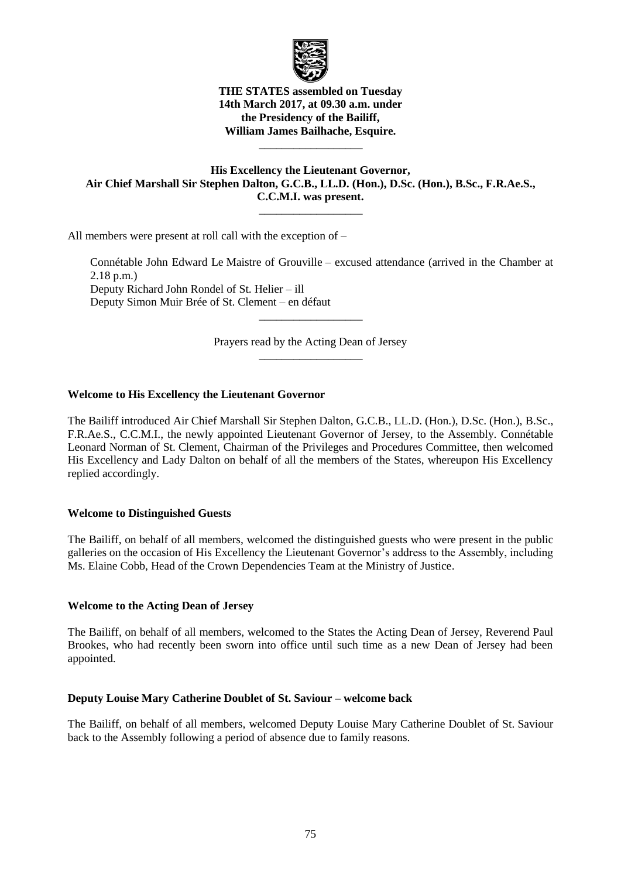**THE STATES assembled on Tuesday 14th March 2017, at 09.30 a.m. under the Presidency of the Bailiff, William James Bailhache, Esquire.**

\_\_\_\_\_\_\_\_\_\_\_\_\_\_\_\_\_\_

**His Excellency the Lieutenant Governor, Air Chief Marshall Sir Stephen Dalton, G.C.B., LL.D. (Hon.), D.Sc. (Hon.), B.Sc., F.R.Ae.S., C.C.M.I. was present.**

\_\_\_\_\_\_\_\_\_\_\_\_\_\_\_\_\_\_

All members were present at roll call with the exception of –

> Connétable John Edward Le Maistre of Grouville – excused attendance (arrived in the Chamber at 2.18 p.m.)
> Deputy Richard John Rondel of St. Helier – ill
> Deputy Simon Muir Brée of St. Clement – en défaut

\_\_\_\_\_\_\_\_\_\_\_\_\_\_\_\_\_\_

Prayers read by the Acting Dean of Jersey

\_\_\_\_\_\_\_\_\_\_\_\_\_\_\_\_\_\_

### Welcome to His Excellency the Lieutenant Governor

The Bailiff introduced Air Chief Marshall Sir Stephen Dalton, G.C.B., LL.D. (Hon.), D.Sc. (Hon.), B.Sc., F.R.Ae.S., C.C.M.I., the newly appointed Lieutenant Governor of Jersey, to the Assembly. Connétable Leonard Norman of St. Clement, Chairman of the Privileges and Procedures Committee, then welcomed His Excellency and Lady Dalton on behalf of all the members of the States, whereupon His Excellency replied accordingly.

### Welcome to Distinguished Guests

The Bailiff, on behalf of all members, welcomed the distinguished guests who were present in the public galleries on the occasion of His Excellency the Lieutenant Governor's address to the Assembly, including Ms. Elaine Cobb, Head of the Crown Dependencies Team at the Ministry of Justice.

### Welcome to the Acting Dean of Jersey

The Bailiff, on behalf of all members, welcomed to the States the Acting Dean of Jersey, Reverend Paul Brookes, who had recently been sworn into office until such time as a new Dean of Jersey had been appointed.

### Deputy Louise Mary Catherine Doublet of St. Saviour – welcome back

The Bailiff, on behalf of all members, welcomed Deputy Louise Mary Catherine Doublet of St. Saviour back to the Assembly following a period of absence due to family reasons.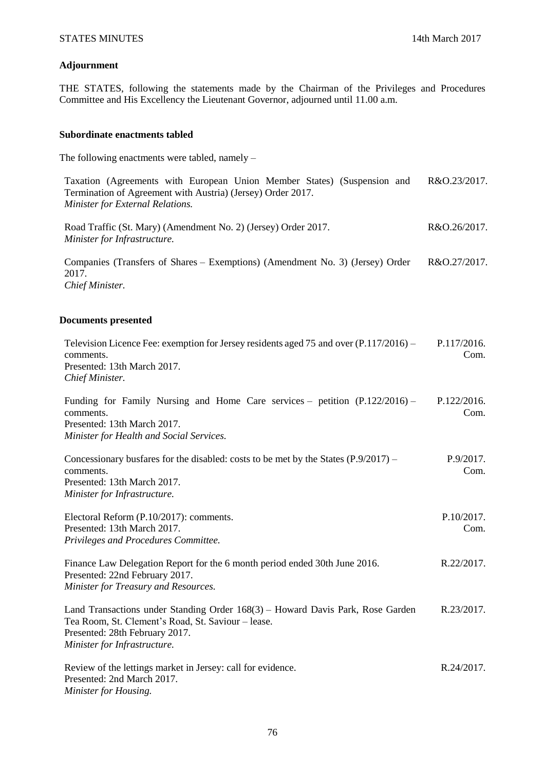### Adjournment

THE STATES, following the statements made by the Chairman of the Privileges and Procedures Committee and His Excellency the Lieutenant Governor, adjourned until 11.00 a.m.

### Subordinate enactments tabled

The following enactments were tabled, namely –

| | |
|---|---|
| Taxation (Agreements with European Union Member States) (Suspension and Termination of Agreement with Austria) (Jersey) Order 2017.<br>*Minister for External Relations.* | R&O.23/2017. |
| Road Traffic (St. Mary) (Amendment No. 2) (Jersey) Order 2017.<br>*Minister for Infrastructure.* | R&O.26/2017. |
| Companies (Transfers of Shares – Exemptions) (Amendment No. 3) (Jersey) Order 2017.<br>*Chief Minister.* | R&O.27/2017. |

### Documents presented

| | |
|---|---|
| Television Licence Fee: exemption for Jersey residents aged 75 and over (P.117/2016) – comments.<br>Presented: 13th March 2017.<br>*Chief Minister.* | P.117/2016. Com. |
| Funding for Family Nursing and Home Care services – petition (P.122/2016) – comments.<br>Presented: 13th March 2017.<br>*Minister for Health and Social Services.* | P.122/2016. Com. |
| Concessionary busfares for the disabled: costs to be met by the States (P.9/2017) – comments.<br>Presented: 13th March 2017.<br>*Minister for Infrastructure.* | P.9/2017. Com. |
| Electoral Reform (P.10/2017): comments.<br>Presented: 13th March 2017.<br>*Privileges and Procedures Committee.* | P.10/2017. Com. |
| Finance Law Delegation Report for the 6 month period ended 30th June 2016.<br>Presented: 22nd February 2017.<br>*Minister for Treasury and Resources.* | R.22/2017. |
| Land Transactions under Standing Order 168(3) – Howard Davis Park, Rose Garden Tea Room, St. Clement's Road, St. Saviour – lease.<br>Presented: 28th February 2017.<br>*Minister for Infrastructure.* | R.23/2017. |
| Review of the lettings market in Jersey: call for evidence.<br>Presented: 2nd March 2017.<br>*Minister for Housing.* | R.24/2017. |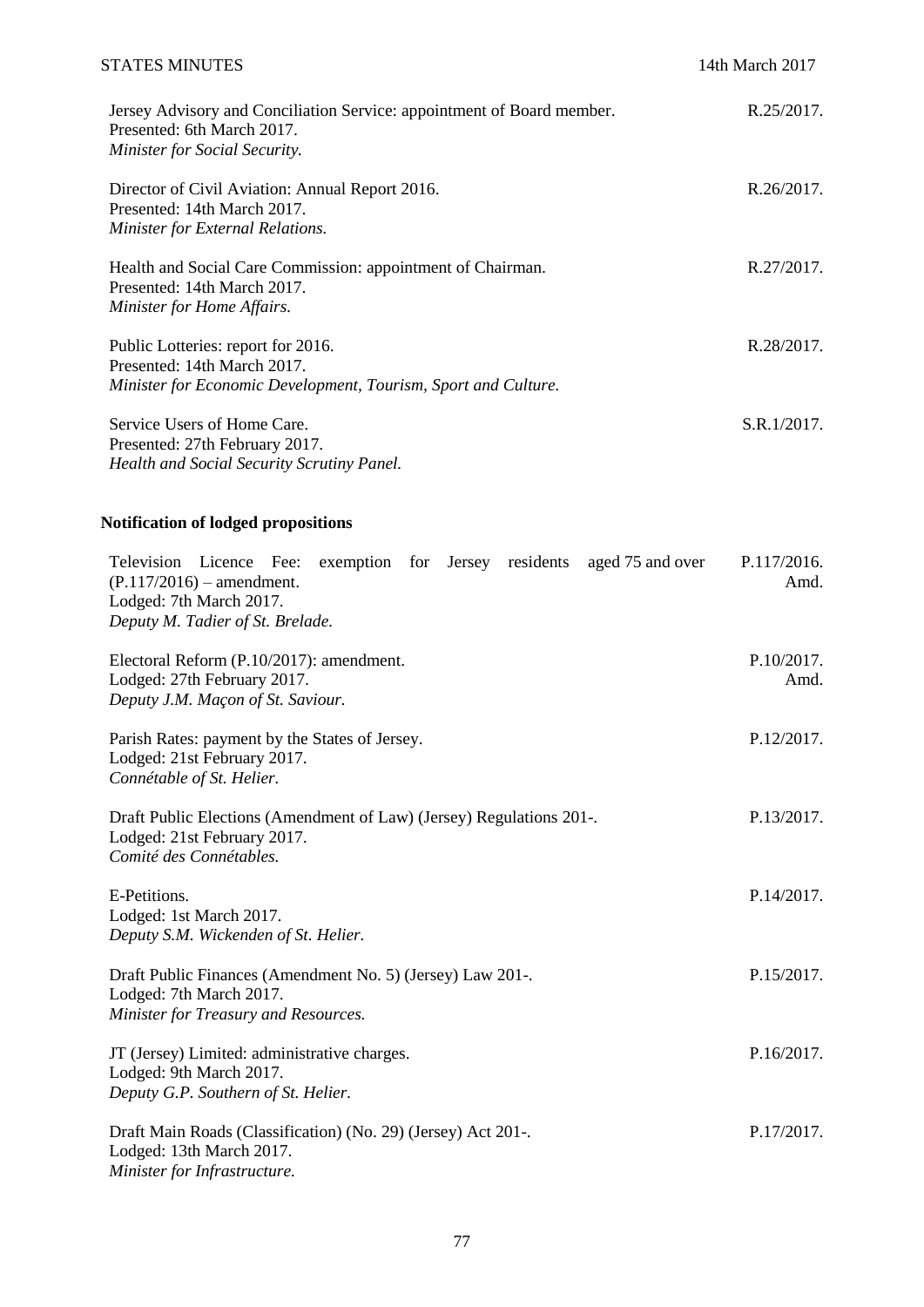Jersey Advisory and Conciliation Service: appointment of Board member.
Presented: 6th March 2017.
*Minister for Social Security.*
R.25/2017.

Director of Civil Aviation: Annual Report 2016.
Presented: 14th March 2017.
*Minister for External Relations.*
R.26/2017.

Health and Social Care Commission: appointment of Chairman.
Presented: 14th March 2017.
*Minister for Home Affairs.*
R.27/2017.

Public Lotteries: report for 2016.
Presented: 14th March 2017.
*Minister for Economic Development, Tourism, Sport and Culture.*
R.28/2017.

Service Users of Home Care.
Presented: 27th February 2017.
*Health and Social Security Scrutiny Panel.*
S.R.1/2017.

**Notification of lodged propositions**

Television Licence Fee: exemption for Jersey residents aged 75 and over (P.117/2016) – amendment.
Lodged: 7th March 2017.
*Deputy M. Tadier of St. Brelade.*
P.117/2016. Amd.

Electoral Reform (P.10/2017): amendment.
Lodged: 27th February 2017.
*Deputy J.M. Maçon of St. Saviour.*
P.10/2017. Amd.

Parish Rates: payment by the States of Jersey.
Lodged: 21st February 2017.
*Connétable of St. Helier.*
P.12/2017.

Draft Public Elections (Amendment of Law) (Jersey) Regulations 201-.
Lodged: 21st February 2017.
*Comité des Connétables.*
P.13/2017.

E-Petitions.
Lodged: 1st March 2017.
*Deputy S.M. Wickenden of St. Helier.*
P.14/2017.

Draft Public Finances (Amendment No. 5) (Jersey) Law 201-.
Lodged: 7th March 2017.
*Minister for Treasury and Resources.*
P.15/2017.

JT (Jersey) Limited: administrative charges.
Lodged: 9th March 2017.
*Deputy G.P. Southern of St. Helier.*
P.16/2017.

Draft Main Roads (Classification) (No. 29) (Jersey) Act 201-.
Lodged: 13th March 2017.
*Minister for Infrastructure.*
P.17/2017.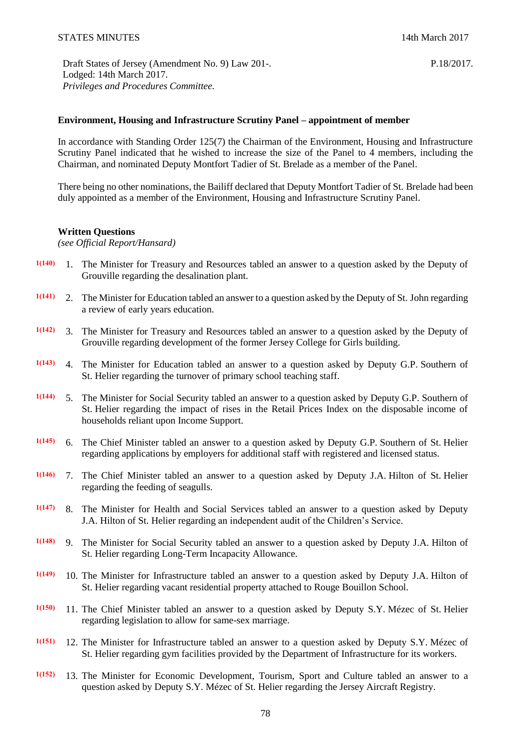Draft States of Jersey (Amendment No. 9) Law 201-. P.18/2017.
Lodged: 14th March 2017.
*Privileges and Procedures Committee.*

**Environment, Housing and Infrastructure Scrutiny Panel – appointment of member**

In accordance with Standing Order 125(7) the Chairman of the Environment, Housing and Infrastructure Scrutiny Panel indicated that he wished to increase the size of the Panel to 4 members, including the Chairman, and nominated Deputy Montfort Tadier of St. Brelade as a member of the Panel.

There being no other nominations, the Bailiff declared that Deputy Montfort Tadier of St. Brelade had been duly appointed as a member of the Environment, Housing and Infrastructure Scrutiny Panel.

**Written Questions**
*(see Official Report/Hansard)*

1(140) 1. The Minister for Treasury and Resources tabled an answer to a question asked by the Deputy of Grouville regarding the desalination plant.

1(141) 2. The Minister for Education tabled an answer to a question asked by the Deputy of St. John regarding a review of early years education.

1(142) 3. The Minister for Treasury and Resources tabled an answer to a question asked by the Deputy of Grouville regarding development of the former Jersey College for Girls building.

1(143) 4. The Minister for Education tabled an answer to a question asked by Deputy G.P. Southern of St. Helier regarding the turnover of primary school teaching staff.

1(144) 5. The Minister for Social Security tabled an answer to a question asked by Deputy G.P. Southern of St. Helier regarding the impact of rises in the Retail Prices Index on the disposable income of households reliant upon Income Support.

1(145) 6. The Chief Minister tabled an answer to a question asked by Deputy G.P. Southern of St. Helier regarding applications by employers for additional staff with registered and licensed status.

1(146) 7. The Chief Minister tabled an answer to a question asked by Deputy J.A. Hilton of St. Helier regarding the feeding of seagulls.

1(147) 8. The Minister for Health and Social Services tabled an answer to a question asked by Deputy J.A. Hilton of St. Helier regarding an independent audit of the Children's Service.

1(148) 9. The Minister for Social Security tabled an answer to a question asked by Deputy J.A. Hilton of St. Helier regarding Long-Term Incapacity Allowance.

1(149) 10. The Minister for Infrastructure tabled an answer to a question asked by Deputy J.A. Hilton of St. Helier regarding vacant residential property attached to Rouge Bouillon School.

1(150) 11. The Chief Minister tabled an answer to a question asked by Deputy S.Y. Mézec of St. Helier regarding legislation to allow for same-sex marriage.

1(151) 12. The Minister for Infrastructure tabled an answer to a question asked by Deputy S.Y. Mézec of St. Helier regarding gym facilities provided by the Department of Infrastructure for its workers.

1(152) 13. The Minister for Economic Development, Tourism, Sport and Culture tabled an answer to a question asked by Deputy S.Y. Mézec of St. Helier regarding the Jersey Aircraft Registry.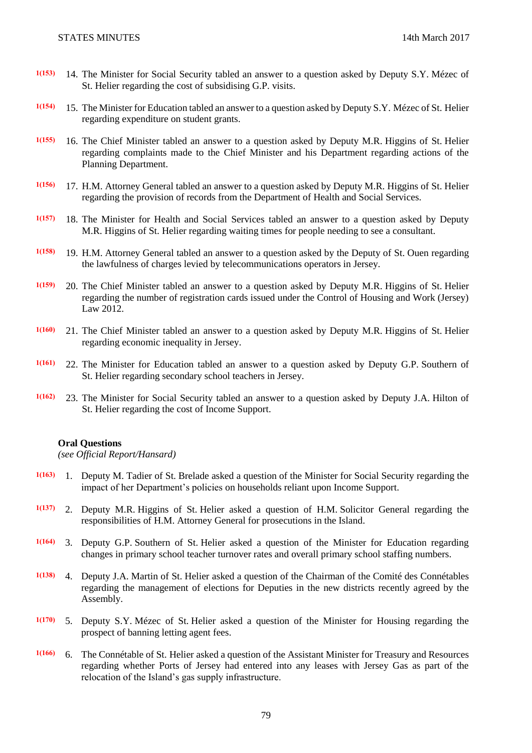1(153) 14. The Minister for Social Security tabled an answer to a question asked by Deputy S.Y. Mézec of St. Helier regarding the cost of subsidising G.P. visits.

1(154) 15. The Minister for Education tabled an answer to a question asked by Deputy S.Y. Mézec of St. Helier regarding expenditure on student grants.

1(155) 16. The Chief Minister tabled an answer to a question asked by Deputy M.R. Higgins of St. Helier regarding complaints made to the Chief Minister and his Department regarding actions of the Planning Department.

1(156) 17. H.M. Attorney General tabled an answer to a question asked by Deputy M.R. Higgins of St. Helier regarding the provision of records from the Department of Health and Social Services.

1(157) 18. The Minister for Health and Social Services tabled an answer to a question asked by Deputy M.R. Higgins of St. Helier regarding waiting times for people needing to see a consultant.

1(158) 19. H.M. Attorney General tabled an answer to a question asked by the Deputy of St. Ouen regarding the lawfulness of charges levied by telecommunications operators in Jersey.

1(159) 20. The Chief Minister tabled an answer to a question asked by Deputy M.R. Higgins of St. Helier regarding the number of registration cards issued under the Control of Housing and Work (Jersey) Law 2012.

1(160) 21. The Chief Minister tabled an answer to a question asked by Deputy M.R. Higgins of St. Helier regarding economic inequality in Jersey.

1(161) 22. The Minister for Education tabled an answer to a question asked by Deputy G.P. Southern of St. Helier regarding secondary school teachers in Jersey.

1(162) 23. The Minister for Social Security tabled an answer to a question asked by Deputy J.A. Hilton of St. Helier regarding the cost of Income Support.

**Oral Questions**
*(see Official Report/Hansard)*

1(163) 1. Deputy M. Tadier of St. Brelade asked a question of the Minister for Social Security regarding the impact of her Department's policies on households reliant upon Income Support.

1(137) 2. Deputy M.R. Higgins of St. Helier asked a question of H.M. Solicitor General regarding the responsibilities of H.M. Attorney General for prosecutions in the Island.

1(164) 3. Deputy G.P. Southern of St. Helier asked a question of the Minister for Education regarding changes in primary school teacher turnover rates and overall primary school staffing numbers.

1(138) 4. Deputy J.A. Martin of St. Helier asked a question of the Chairman of the Comité des Connétables regarding the management of elections for Deputies in the new districts recently agreed by the Assembly.

1(170) 5. Deputy S.Y. Mézec of St. Helier asked a question of the Minister for Housing regarding the prospect of banning letting agent fees.

1(166) 6. The Connétable of St. Helier asked a question of the Assistant Minister for Treasury and Resources regarding whether Ports of Jersey had entered into any leases with Jersey Gas as part of the relocation of the Island's gas supply infrastructure.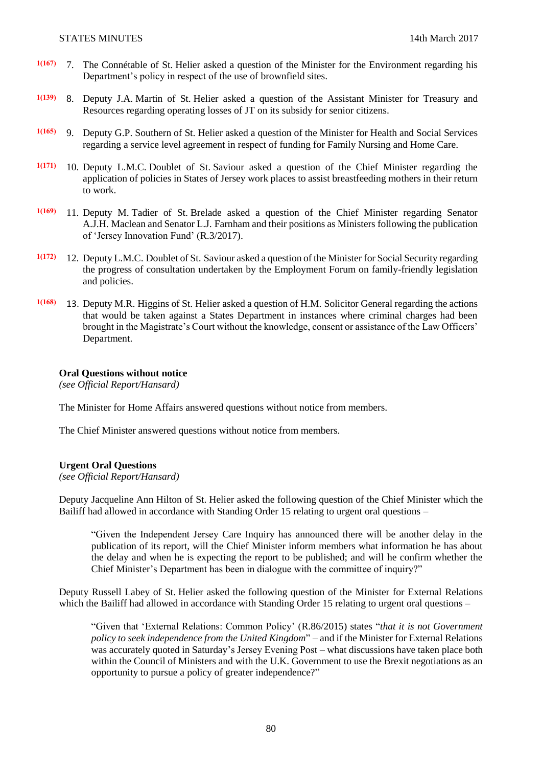1(167) 7. The Connétable of St. Helier asked a question of the Minister for the Environment regarding his Department's policy in respect of the use of brownfield sites.

1(139) 8. Deputy J.A. Martin of St. Helier asked a question of the Assistant Minister for Treasury and Resources regarding operating losses of JT on its subsidy for senior citizens.

1(165) 9. Deputy G.P. Southern of St. Helier asked a question of the Minister for Health and Social Services regarding a service level agreement in respect of funding for Family Nursing and Home Care.

1(171) 10. Deputy L.M.C. Doublet of St. Saviour asked a question of the Chief Minister regarding the application of policies in States of Jersey work places to assist breastfeeding mothers in their return to work.

1(169) 11. Deputy M. Tadier of St. Brelade asked a question of the Chief Minister regarding Senator A.J.H. Maclean and Senator L.J. Farnham and their positions as Ministers following the publication of 'Jersey Innovation Fund' (R.3/2017).

1(172) 12. Deputy L.M.C. Doublet of St. Saviour asked a question of the Minister for Social Security regarding the progress of consultation undertaken by the Employment Forum on family-friendly legislation and policies.

1(168) 13. Deputy M.R. Higgins of St. Helier asked a question of H.M. Solicitor General regarding the actions that would be taken against a States Department in instances where criminal charges had been brought in the Magistrate's Court without the knowledge, consent or assistance of the Law Officers' Department.

**Oral Questions without notice**
*(see Official Report/Hansard)*

The Minister for Home Affairs answered questions without notice from members.

The Chief Minister answered questions without notice from members.

**Urgent Oral Questions**
*(see Official Report/Hansard)*

Deputy Jacqueline Ann Hilton of St. Helier asked the following question of the Chief Minister which the Bailiff had allowed in accordance with Standing Order 15 relating to urgent oral questions –

> "Given the Independent Jersey Care Inquiry has announced there will be another delay in the publication of its report, will the Chief Minister inform members what information he has about the delay and when he is expecting the report to be published; and will he confirm whether the Chief Minister's Department has been in dialogue with the committee of inquiry?"

Deputy Russell Labey of St. Helier asked the following question of the Minister for External Relations which the Bailiff had allowed in accordance with Standing Order 15 relating to urgent oral questions –

> "Given that 'External Relations: Common Policy' (R.86/2015) states "*that it is not Government policy to seek independence from the United Kingdom*" – and if the Minister for External Relations was accurately quoted in Saturday's Jersey Evening Post – what discussions have taken place both within the Council of Ministers and with the U.K. Government to use the Brexit negotiations as an opportunity to pursue a policy of greater independence?"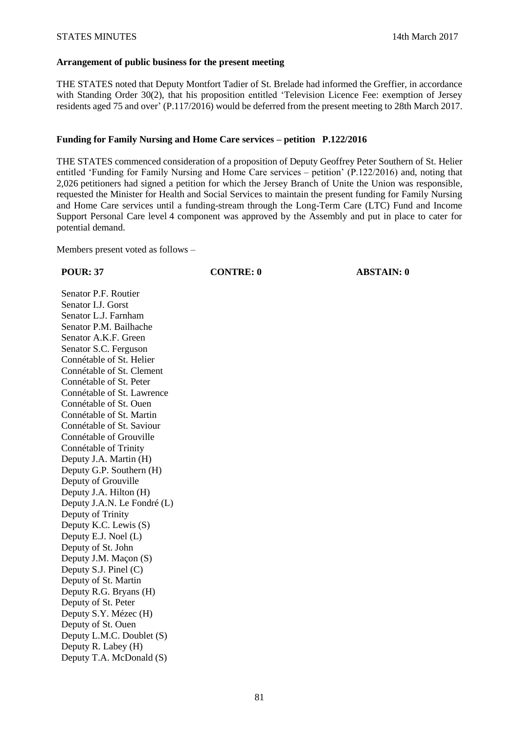**Arrangement of public business for the present meeting**

THE STATES noted that Deputy Montfort Tadier of St. Brelade had informed the Greffier, in accordance with Standing Order 30(2), that his proposition entitled 'Television Licence Fee: exemption of Jersey residents aged 75 and over' (P.117/2016) would be deferred from the present meeting to 28th March 2017.

**Funding for Family Nursing and Home Care services – petition P.122/2016**

THE STATES commenced consideration of a proposition of Deputy Geoffrey Peter Southern of St. Helier entitled 'Funding for Family Nursing and Home Care services – petition' (P.122/2016) and, noting that 2,026 petitioners had signed a petition for which the Jersey Branch of Unite the Union was responsible, requested the Minister for Health and Social Services to maintain the present funding for Family Nursing and Home Care services until a funding-stream through the Long-Term Care (LTC) Fund and Income Support Personal Care level 4 component was approved by the Assembly and put in place to cater for potential demand.

Members present voted as follows –

| POUR: 37 | CONTRE: 0 | ABSTAIN: 0 |
|---|---|---|
| Senator P.F. Routier | | |
| Senator I.J. Gorst | | |
| Senator L.J. Farnham | | |
| Senator P.M. Bailhache | | |
| Senator A.K.F. Green | | |
| Senator S.C. Ferguson | | |
| Connétable of St. Helier | | |
| Connétable of St. Clement | | |
| Connétable of St. Peter | | |
| Connétable of St. Lawrence | | |
| Connétable of St. Ouen | | |
| Connétable of St. Martin | | |
| Connétable of St. Saviour | | |
| Connétable of Grouville | | |
| Connétable of Trinity | | |
| Deputy J.A. Martin (H) | | |
| Deputy G.P. Southern (H) | | |
| Deputy of Grouville | | |
| Deputy J.A. Hilton (H) | | |
| Deputy J.A.N. Le Fondré (L) | | |
| Deputy of Trinity | | |
| Deputy K.C. Lewis (S) | | |
| Deputy E.J. Noel (L) | | |
| Deputy of St. John | | |
| Deputy J.M. Maçon (S) | | |
| Deputy S.J. Pinel (C) | | |
| Deputy of St. Martin | | |
| Deputy R.G. Bryans (H) | | |
| Deputy of St. Peter | | |
| Deputy S.Y. Mézec (H) | | |
| Deputy of St. Ouen | | |
| Deputy L.M.C. Doublet (S) | | |
| Deputy R. Labey (H) | | |
| Deputy T.A. McDonald (S) | | |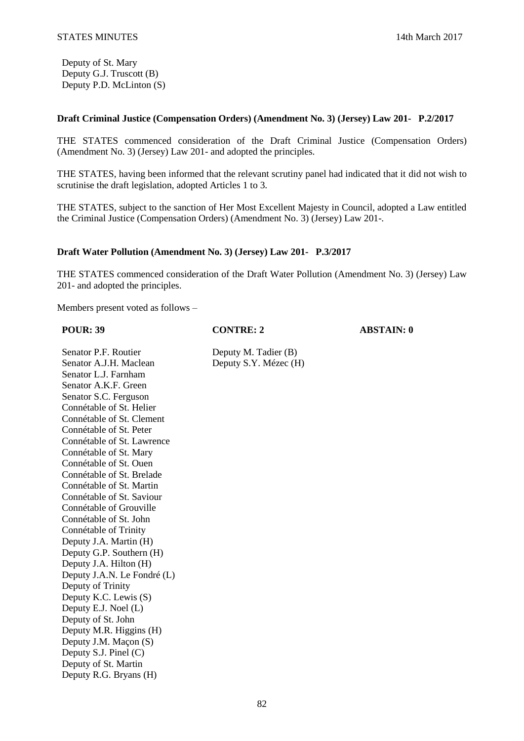Deputy of St. Mary
Deputy G.J. Truscott (B)
Deputy P.D. McLinton (S)

**Draft Criminal Justice (Compensation Orders) (Amendment No. 3) (Jersey) Law 201- P.2/2017**

THE STATES commenced consideration of the Draft Criminal Justice (Compensation Orders) (Amendment No. 3) (Jersey) Law 201- and adopted the principles.

THE STATES, having been informed that the relevant scrutiny panel had indicated that it did not wish to scrutinise the draft legislation, adopted Articles 1 to 3.

THE STATES, subject to the sanction of Her Most Excellent Majesty in Council, adopted a Law entitled the Criminal Justice (Compensation Orders) (Amendment No. 3) (Jersey) Law 201-.

**Draft Water Pollution (Amendment No. 3) (Jersey) Law 201- P.3/2017**

THE STATES commenced consideration of the Draft Water Pollution (Amendment No. 3) (Jersey) Law 201- and adopted the principles.

Members present voted as follows –

| **POUR: 39** | **CONTRE: 2** | **ABSTAIN: 0** |
|---|---|---|
| Senator P.F. Routier | Deputy M. Tadier (B) | |
| Senator A.J.H. Maclean | Deputy S.Y. Mézec (H) | |
| Senator L.J. Farnham | | |
| Senator A.K.F. Green | | |
| Senator S.C. Ferguson | | |
| Connétable of St. Helier | | |
| Connétable of St. Clement | | |
| Connétable of St. Peter | | |
| Connétable of St. Lawrence | | |
| Connétable of St. Mary | | |
| Connétable of St. Ouen | | |
| Connétable of St. Brelade | | |
| Connétable of St. Martin | | |
| Connétable of St. Saviour | | |
| Connétable of Grouville | | |
| Connétable of St. John | | |
| Connétable of Trinity | | |
| Deputy J.A. Martin (H) | | |
| Deputy G.P. Southern (H) | | |
| Deputy J.A. Hilton (H) | | |
| Deputy J.A.N. Le Fondré (L) | | |
| Deputy of Trinity | | |
| Deputy K.C. Lewis (S) | | |
| Deputy E.J. Noel (L) | | |
| Deputy of St. John | | |
| Deputy M.R. Higgins (H) | | |
| Deputy J.M. Maçon (S) | | |
| Deputy S.J. Pinel (C) | | |
| Deputy of St. Martin | | |
| Deputy R.G. Bryans (H) | | |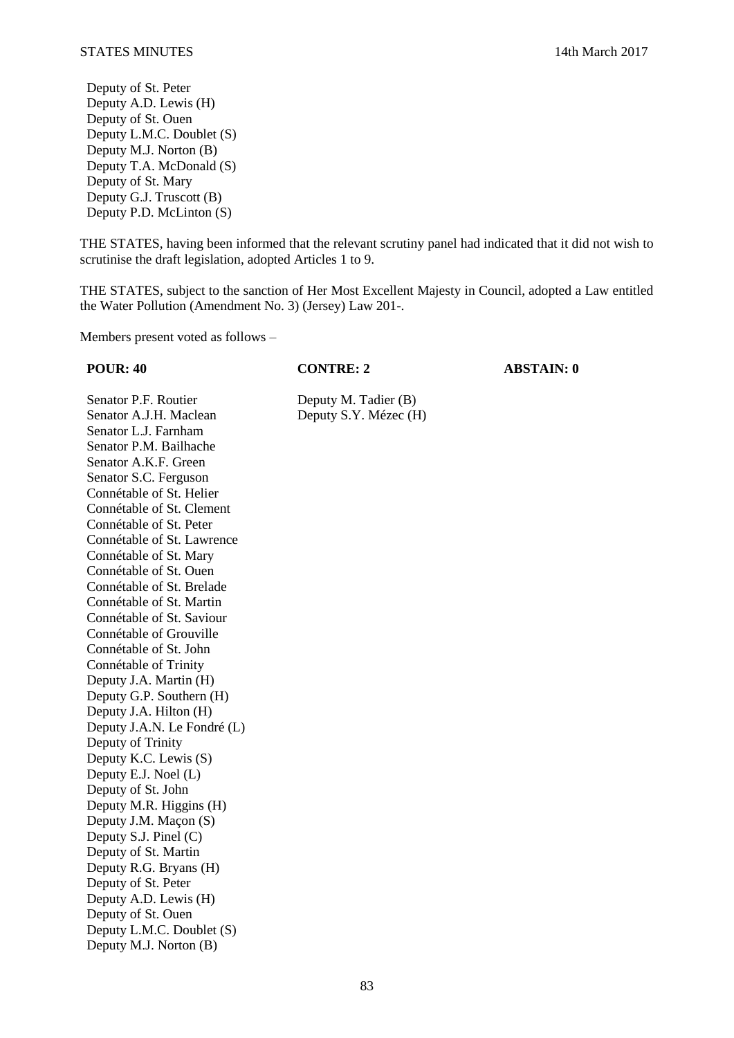Deputy of St. Peter
Deputy A.D. Lewis (H)
Deputy of St. Ouen
Deputy L.M.C. Doublet (S)
Deputy M.J. Norton (B)
Deputy T.A. McDonald (S)
Deputy of St. Mary
Deputy G.J. Truscott (B)
Deputy P.D. McLinton (S)

THE STATES, having been informed that the relevant scrutiny panel had indicated that it did not wish to scrutinise the draft legislation, adopted Articles 1 to 9.

THE STATES, subject to the sanction of Her Most Excellent Majesty in Council, adopted a Law entitled the Water Pollution (Amendment No. 3) (Jersey) Law 201-.

Members present voted as follows –

| **POUR: 40** | **CONTRE: 2** | **ABSTAIN: 0** |
|---|---|---|
| Senator P.F. Routier | Deputy M. Tadier (B) | |
| Senator A.J.H. Maclean | Deputy S.Y. Mézec (H) | |
| Senator L.J. Farnham | | |
| Senator P.M. Bailhache | | |
| Senator A.K.F. Green | | |
| Senator S.C. Ferguson | | |
| Connétable of St. Helier | | |
| Connétable of St. Clement | | |
| Connétable of St. Peter | | |
| Connétable of St. Lawrence | | |
| Connétable of St. Mary | | |
| Connétable of St. Ouen | | |
| Connétable of St. Brelade | | |
| Connétable of St. Martin | | |
| Connétable of St. Saviour | | |
| Connétable of Grouville | | |
| Connétable of St. John | | |
| Connétable of Trinity | | |
| Deputy J.A. Martin (H) | | |
| Deputy G.P. Southern (H) | | |
| Deputy J.A. Hilton (H) | | |
| Deputy J.A.N. Le Fondré (L) | | |
| Deputy of Trinity | | |
| Deputy K.C. Lewis (S) | | |
| Deputy E.J. Noel (L) | | |
| Deputy of St. John | | |
| Deputy M.R. Higgins (H) | | |
| Deputy J.M. Maçon (S) | | |
| Deputy S.J. Pinel (C) | | |
| Deputy of St. Martin | | |
| Deputy R.G. Bryans (H) | | |
| Deputy of St. Peter | | |
| Deputy A.D. Lewis (H) | | |
| Deputy of St. Ouen | | |
| Deputy L.M.C. Doublet (S) | | |
| Deputy M.J. Norton (B) | | |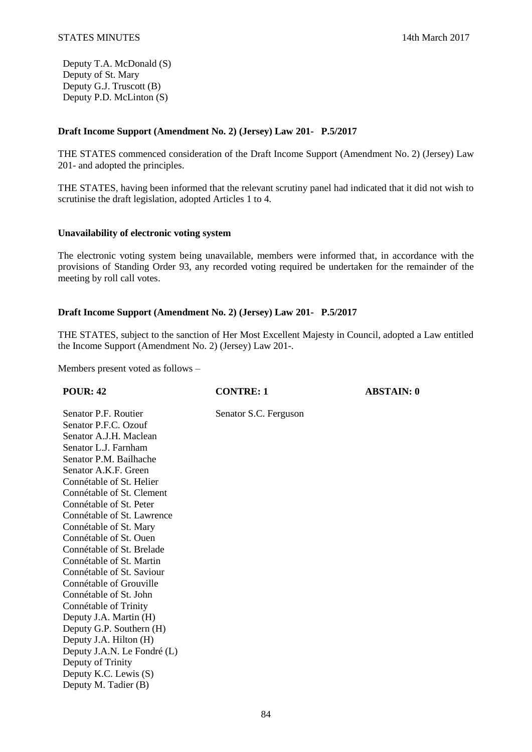Deputy T.A. McDonald (S)
Deputy of St. Mary
Deputy G.J. Truscott (B)
Deputy P.D. McLinton (S)

**Draft Income Support (Amendment No. 2) (Jersey) Law 201- P.5/2017**

THE STATES commenced consideration of the Draft Income Support (Amendment No. 2) (Jersey) Law 201- and adopted the principles.

THE STATES, having been informed that the relevant scrutiny panel had indicated that it did not wish to scrutinise the draft legislation, adopted Articles 1 to 4.

**Unavailability of electronic voting system**

The electronic voting system being unavailable, members were informed that, in accordance with the provisions of Standing Order 93, any recorded voting required be undertaken for the remainder of the meeting by roll call votes.

**Draft Income Support (Amendment No. 2) (Jersey) Law 201- P.5/2017**

THE STATES, subject to the sanction of Her Most Excellent Majesty in Council, adopted a Law entitled the Income Support (Amendment No. 2) (Jersey) Law 201-.

Members present voted as follows –

| POUR: 42 | CONTRE: 1 | ABSTAIN: 0 |
|---|---|---|
| Senator P.F. Routier | Senator S.C. Ferguson | |
| Senator P.F.C. Ozouf | | |
| Senator A.J.H. Maclean | | |
| Senator L.J. Farnham | | |
| Senator P.M. Bailhache | | |
| Senator A.K.F. Green | | |
| Connétable of St. Helier | | |
| Connétable of St. Clement | | |
| Connétable of St. Peter | | |
| Connétable of St. Lawrence | | |
| Connétable of St. Mary | | |
| Connétable of St. Ouen | | |
| Connétable of St. Brelade | | |
| Connétable of St. Martin | | |
| Connétable of St. Saviour | | |
| Connétable of Grouville | | |
| Connétable of St. John | | |
| Connétable of Trinity | | |
| Deputy J.A. Martin (H) | | |
| Deputy G.P. Southern (H) | | |
| Deputy J.A. Hilton (H) | | |
| Deputy J.A.N. Le Fondré (L) | | |
| Deputy of Trinity | | |
| Deputy K.C. Lewis (S) | | |
| Deputy M. Tadier (B) | | |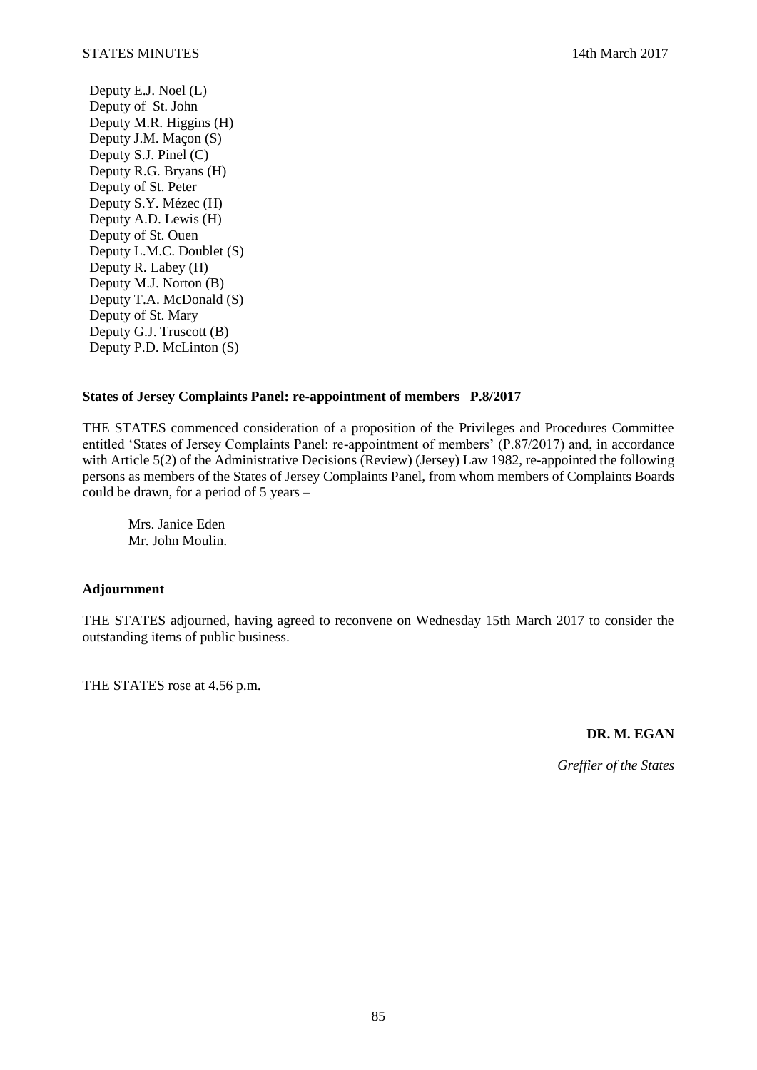Deputy E.J. Noel (L)
Deputy of St. John
Deputy M.R. Higgins (H)
Deputy J.M. Maçon (S)
Deputy S.J. Pinel (C)
Deputy R.G. Bryans (H)
Deputy of St. Peter
Deputy S.Y. Mézec (H)
Deputy A.D. Lewis (H)
Deputy of St. Ouen
Deputy L.M.C. Doublet (S)
Deputy R. Labey (H)
Deputy M.J. Norton (B)
Deputy T.A. McDonald (S)
Deputy of St. Mary
Deputy G.J. Truscott (B)
Deputy P.D. McLinton (S)

**States of Jersey Complaints Panel: re-appointment of members P.8/2017**

THE STATES commenced consideration of a proposition of the Privileges and Procedures Committee entitled 'States of Jersey Complaints Panel: re-appointment of members' (P.87/2017) and, in accordance with Article 5(2) of the Administrative Decisions (Review) (Jersey) Law 1982, re-appointed the following persons as members of the States of Jersey Complaints Panel, from whom members of Complaints Boards could be drawn, for a period of 5 years –

Mrs. Janice Eden
Mr. John Moulin.

**Adjournment**

THE STATES adjourned, having agreed to reconvene on Wednesday 15th March 2017 to consider the outstanding items of public business.

THE STATES rose at 4.56 p.m.

**DR. M. EGAN**

*Greffier of the States*